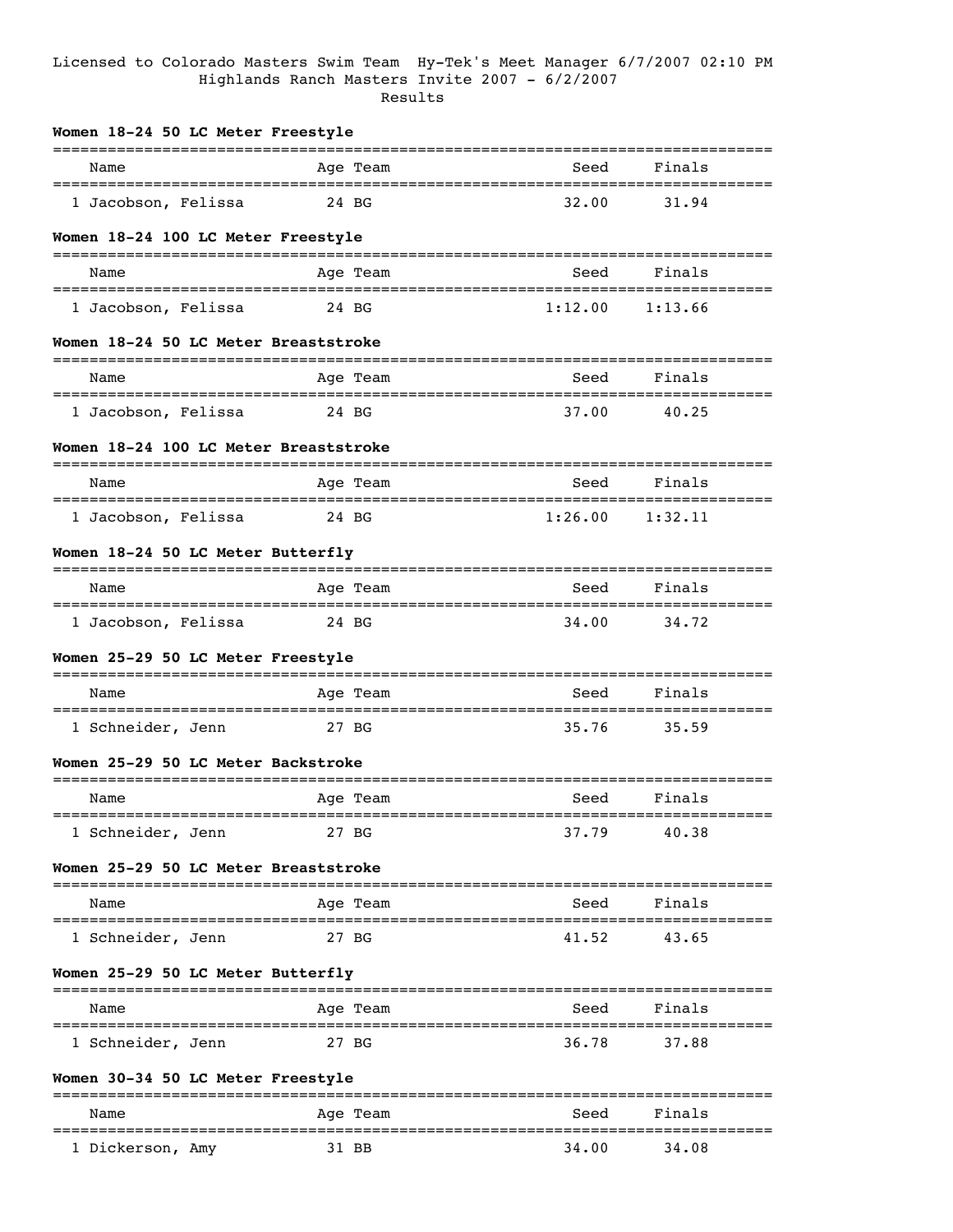Licensed to Colorado Masters Swim Team Hy-Tek's Meet Manager 6/7/2007 02:10 PM

Highlands Ranch Masters Invite 2007 - 6/2/2007

Results

### Women 18-24 50 LC Meter Freestyle

| Name | Age | Team | Seed | Finals |
|---|---|---|---|---|
| 1 Jacobson, Felissa | 24 | BG | 32.00 | 31.94 |

### Women 18-24 100 LC Meter Freestyle

| Name | Age | Team | Seed | Finals |
|---|---|---|---|---|
| 1 Jacobson, Felissa | 24 | BG | 1:12.00 | 1:13.66 |

### Women 18-24 50 LC Meter Breaststroke

| Name | Age | Team | Seed | Finals |
|---|---|---|---|---|
| 1 Jacobson, Felissa | 24 | BG | 37.00 | 40.25 |

### Women 18-24 100 LC Meter Breaststroke

| Name | Age | Team | Seed | Finals |
|---|---|---|---|---|
| 1 Jacobson, Felissa | 24 | BG | 1:26.00 | 1:32.11 |

### Women 18-24 50 LC Meter Butterfly

| Name | Age | Team | Seed | Finals |
|---|---|---|---|---|
| 1 Jacobson, Felissa | 24 | BG | 34.00 | 34.72 |

### Women 25-29 50 LC Meter Freestyle

| Name | Age | Team | Seed | Finals |
|---|---|---|---|---|
| 1 Schneider, Jenn | 27 | BG | 35.76 | 35.59 |

### Women 25-29 50 LC Meter Backstroke

| Name | Age | Team | Seed | Finals |
|---|---|---|---|---|
| 1 Schneider, Jenn | 27 | BG | 37.79 | 40.38 |

### Women 25-29 50 LC Meter Breaststroke

| Name | Age | Team | Seed | Finals |
|---|---|---|---|---|
| 1 Schneider, Jenn | 27 | BG | 41.52 | 43.65 |

### Women 25-29 50 LC Meter Butterfly

| Name | Age | Team | Seed | Finals |
|---|---|---|---|---|
| 1 Schneider, Jenn | 27 | BG | 36.78 | 37.88 |

### Women 30-34 50 LC Meter Freestyle

| Name | Age | Team | Seed | Finals |
|---|---|---|---|---|
| 1 Dickerson, Amy | 31 | BB | 34.00 | 34.08 |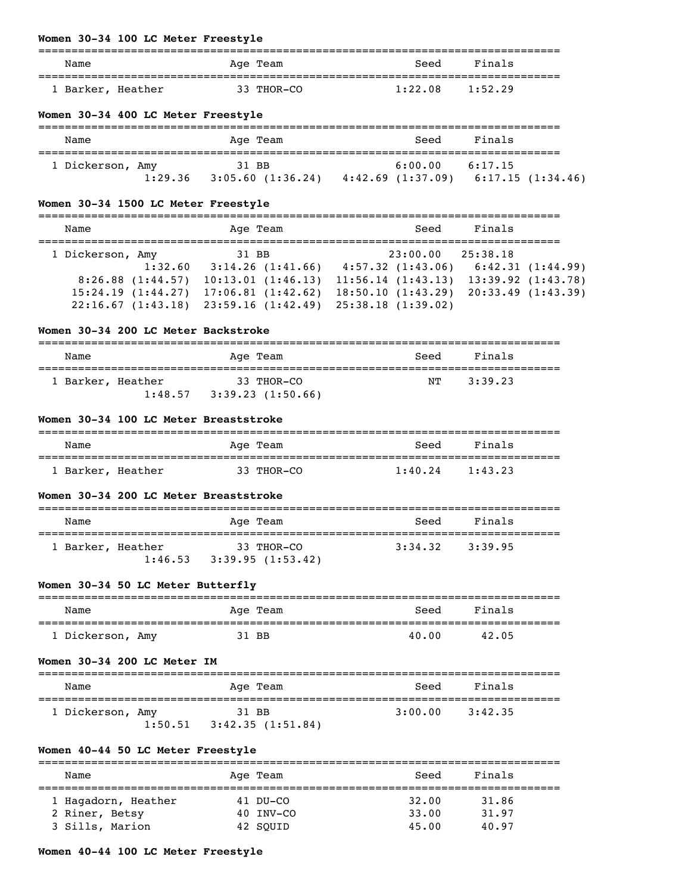**Women 30-34 100 LC Meter Freestyle**

| | Name | Age | Team | Seed | Finals |
|---|---|---|---|---|---|
| 1 | Barker, Heather | 33 | THOR-CO | 1:22.08 | 1:52.29 |

**Women 30-34 400 LC Meter Freestyle**

| | Name | Age | Team | Seed | Finals |
|---|---|---|---|---|---|
| 1 | Dickerson, Amy | 31 | BB | 6:00.00 | 6:17.15 |

Splits: 1:29.36 3:05.60 (1:36.24) 4:42.69 (1:37.09) 6:17.15 (1:34.46)

**Women 30-34 1500 LC Meter Freestyle**

| | Name | Age | Team | Seed | Finals |
|---|---|---|---|---|---|
| 1 | Dickerson, Amy | 31 | BB | 23:00.00 | 25:38.18 |

Splits: 1:32.60 3:14.26 (1:41.66) 4:57.32 (1:43.06) 6:42.31 (1:44.99) 8:26.88 (1:44.57) 10:13.01 (1:46.13) 11:56.14 (1:43.13) 13:39.92 (1:43.78) 15:24.19 (1:44.27) 17:06.81 (1:42.62) 18:50.10 (1:43.29) 20:33.49 (1:43.39) 22:16.67 (1:43.18) 23:59.16 (1:42.49) 25:38.18 (1:39.02)

**Women 30-34 200 LC Meter Backstroke**

| | Name | Age | Team | Seed | Finals |
|---|---|---|---|---|---|
| 1 | Barker, Heather | 33 | THOR-CO | NT | 3:39.23 |

Splits: 1:48.57 3:39.23 (1:50.66)

**Women 30-34 100 LC Meter Breaststroke**

| | Name | Age | Team | Seed | Finals |
|---|---|---|---|---|---|
| 1 | Barker, Heather | 33 | THOR-CO | 1:40.24 | 1:43.23 |

**Women 30-34 200 LC Meter Breaststroke**

| | Name | Age | Team | Seed | Finals |
|---|---|---|---|---|---|
| 1 | Barker, Heather | 33 | THOR-CO | 3:34.32 | 3:39.95 |

Splits: 1:46.53 3:39.95 (1:53.42)

**Women 30-34 50 LC Meter Butterfly**

| | Name | Age | Team | Seed | Finals |
|---|---|---|---|---|---|
| 1 | Dickerson, Amy | 31 | BB | 40.00 | 42.05 |

**Women 30-34 200 LC Meter IM**

| | Name | Age | Team | Seed | Finals |
|---|---|---|---|---|---|
| 1 | Dickerson, Amy | 31 | BB | 3:00.00 | 3:42.35 |

Splits: 1:50.51 3:42.35 (1:51.84)

**Women 40-44 50 LC Meter Freestyle**

| | Name | Age | Team | Seed | Finals |
|---|---|---|---|---|---|
| 1 | Hagadorn, Heather | 41 | DU-CO | 32.00 | 31.86 |
| 2 | Riner, Betsy | 40 | INV-CO | 33.00 | 31.97 |
| 3 | Sills, Marion | 42 | SQUID | 45.00 | 40.97 |

**Women 40-44 100 LC Meter Freestyle**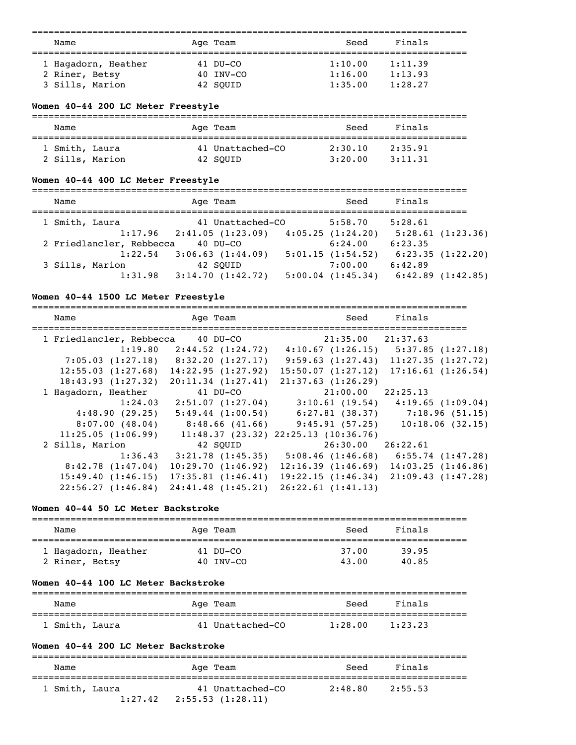| Name | Age | Team | Seed | Finals |
|---|---|---|---|---|
| 1 Hagadorn, Heather | 41 | DU-CO | 1:10.00 | 1:11.39 |
| 2 Riner, Betsy | 40 | INV-CO | 1:16.00 | 1:13.93 |
| 3 Sills, Marion | 42 | SQUID | 1:35.00 | 1:28.27 |

**Women 40-44 200 LC Meter Freestyle**

| Name | Age | Team | Seed | Finals |
|---|---|---|---|---|
| 1 Smith, Laura | 41 | Unattached-CO | 2:30.10 | 2:35.91 |
| 2 Sills, Marion | 42 | SQUID | 3:20.00 | 3:11.31 |

**Women 40-44 400 LC Meter Freestyle**

| Name | Age | Team | Seed | Finals |
|---|---|---|---|---|
| 1 Smith, Laura | 41 | Unattached-CO | 5:58.70 | 5:28.61 |
| 1:17.96 | 2:41.05 (1:23.09) | 4:05.25 (1:24.20) | 5:28.61 (1:23.36) | |
| 2 Friedlancler, Rebbecca | 40 | DU-CO | 6:24.00 | 6:23.35 |
| 1:22.54 | 3:06.63 (1:44.09) | 5:01.15 (1:54.52) | 6:23.35 (1:22.20) | |
| 3 Sills, Marion | 42 | SQUID | 7:00.00 | 6:42.89 |
| 1:31.98 | 3:14.70 (1:42.72) | 5:00.04 (1:45.34) | 6:42.89 (1:42.85) | |

**Women 40-44 1500 LC Meter Freestyle**

| Name | Age | Team | Seed | Finals |
|---|---|---|---|---|
| 1 Friedlancler, Rebbecca | 40 | DU-CO | 21:35.00 | 21:37.63 |
| 1:19.80 | 2:44.52 (1:24.72) | 4:10.67 (1:26.15) | 5:37.85 (1:27.18) | |
| 7:05.03 (1:27.18) | 8:32.20 (1:27.17) | 9:59.63 (1:27.43) | 11:27.35 (1:27.72) | |
| 12:55.03 (1:27.68) | 14:22.95 (1:27.92) | 15:50.07 (1:27.12) | 17:16.61 (1:26.54) | |
| 18:43.93 (1:27.32) | 20:11.34 (1:27.41) | 21:37.63 (1:26.29) | | |
| 1 Hagadorn, Heather | 41 | DU-CO | 21:00.00 | 22:25.13 |
| 1:24.03 | 2:51.07 (1:27.04) | 3:10.61 (19.54) | 4:19.65 (1:09.04) | |
| 4:48.90 (29.25) | 5:49.44 (1:00.54) | 6:27.81 (38.37) | 7:18.96 (51.15) | |
| 8:07.00 (48.04) | 8:48.66 (41.66) | 9:45.91 (57.25) | 10:18.06 (32.15) | |
| 11:25.05 (1:06.99) | 11:48.37 (23.32) | 22:25.13 (10:36.76) | | |
| 2 Sills, Marion | 42 | SQUID | 26:30.00 | 26:22.61 |
| 1:36.43 | 3:21.78 (1:45.35) | 5:08.46 (1:46.68) | 6:55.74 (1:47.28) | |
| 8:42.78 (1:47.04) | 10:29.70 (1:46.92) | 12:16.39 (1:46.69) | 14:03.25 (1:46.86) | |
| 15:49.40 (1:46.15) | 17:35.81 (1:46.41) | 19:22.15 (1:46.34) | 21:09.43 (1:47.28) | |
| 22:56.27 (1:46.84) | 24:41.48 (1:45.21) | 26:22.61 (1:41.13) | | |

**Women 40-44 50 LC Meter Backstroke**

| Name | Age | Team | Seed | Finals |
|---|---|---|---|---|
| 1 Hagadorn, Heather | 41 | DU-CO | 37.00 | 39.95 |
| 2 Riner, Betsy | 40 | INV-CO | 43.00 | 40.85 |

**Women 40-44 100 LC Meter Backstroke**

| Name | Age | Team | Seed | Finals |
|---|---|---|---|---|
| 1 Smith, Laura | 41 | Unattached-CO | 1:28.00 | 1:23.23 |

**Women 40-44 200 LC Meter Backstroke**

| Name | Age | Team | Seed | Finals |
|---|---|---|---|---|
| 1 Smith, Laura | 41 | Unattached-CO | 2:48.80 | 2:55.53 |
| 1:27.42 | 2:55.53 (1:28.11) | | | |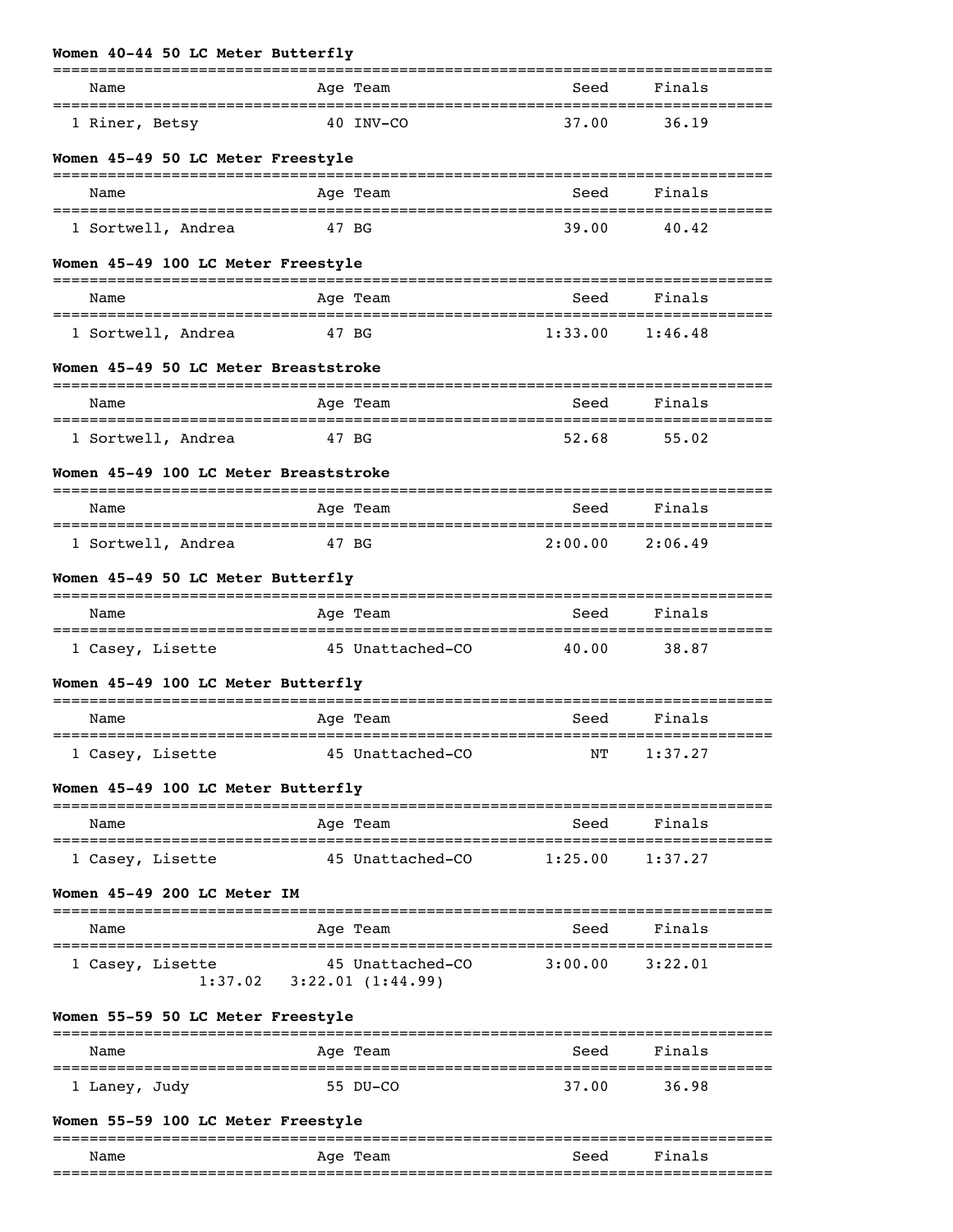**Women 40-44 50 LC Meter Butterfly**

| Name | Age | Team | Seed | Finals |
|---|---|---|---|---|
| 1 Riner, Betsy | 40 | INV-CO | 37.00 | 36.19 |

**Women 45-49 50 LC Meter Freestyle**

| Name | Age | Team | Seed | Finals |
|---|---|---|---|---|
| 1 Sortwell, Andrea | 47 | BG | 39.00 | 40.42 |

**Women 45-49 100 LC Meter Freestyle**

| Name | Age | Team | Seed | Finals |
|---|---|---|---|---|
| 1 Sortwell, Andrea | 47 | BG | 1:33.00 | 1:46.48 |

**Women 45-49 50 LC Meter Breaststroke**

| Name | Age | Team | Seed | Finals |
|---|---|---|---|---|
| 1 Sortwell, Andrea | 47 | BG | 52.68 | 55.02 |

**Women 45-49 100 LC Meter Breaststroke**

| Name | Age | Team | Seed | Finals |
|---|---|---|---|---|
| 1 Sortwell, Andrea | 47 | BG | 2:00.00 | 2:06.49 |

**Women 45-49 50 LC Meter Butterfly**

| Name | Age | Team | Seed | Finals |
|---|---|---|---|---|
| 1 Casey, Lisette | 45 | Unattached-CO | 40.00 | 38.87 |

**Women 45-49 100 LC Meter Butterfly**

| Name | Age | Team | Seed | Finals |
|---|---|---|---|---|
| 1 Casey, Lisette | 45 | Unattached-CO | NT | 1:37.27 |

**Women 45-49 100 LC Meter Butterfly**

| Name | Age | Team | Seed | Finals |
|---|---|---|---|---|
| 1 Casey, Lisette | 45 | Unattached-CO | 1:25.00 | 1:37.27 |

**Women 45-49 200 LC Meter IM**

| Name | Age | Team | Seed | Finals |
|---|---|---|---|---|
| 1 Casey, Lisette | 45 | Unattached-CO | 3:00.00 | 3:22.01 |
| 1:37.02 | | 3:22.01 (1:44.99) | | |

**Women 55-59 50 LC Meter Freestyle**

| Name | Age | Team | Seed | Finals |
|---|---|---|---|---|
| 1 Laney, Judy | 55 | DU-CO | 37.00 | 36.98 |

**Women 55-59 100 LC Meter Freestyle**

| Name | Age | Team | Seed | Finals |
|---|---|---|---|---|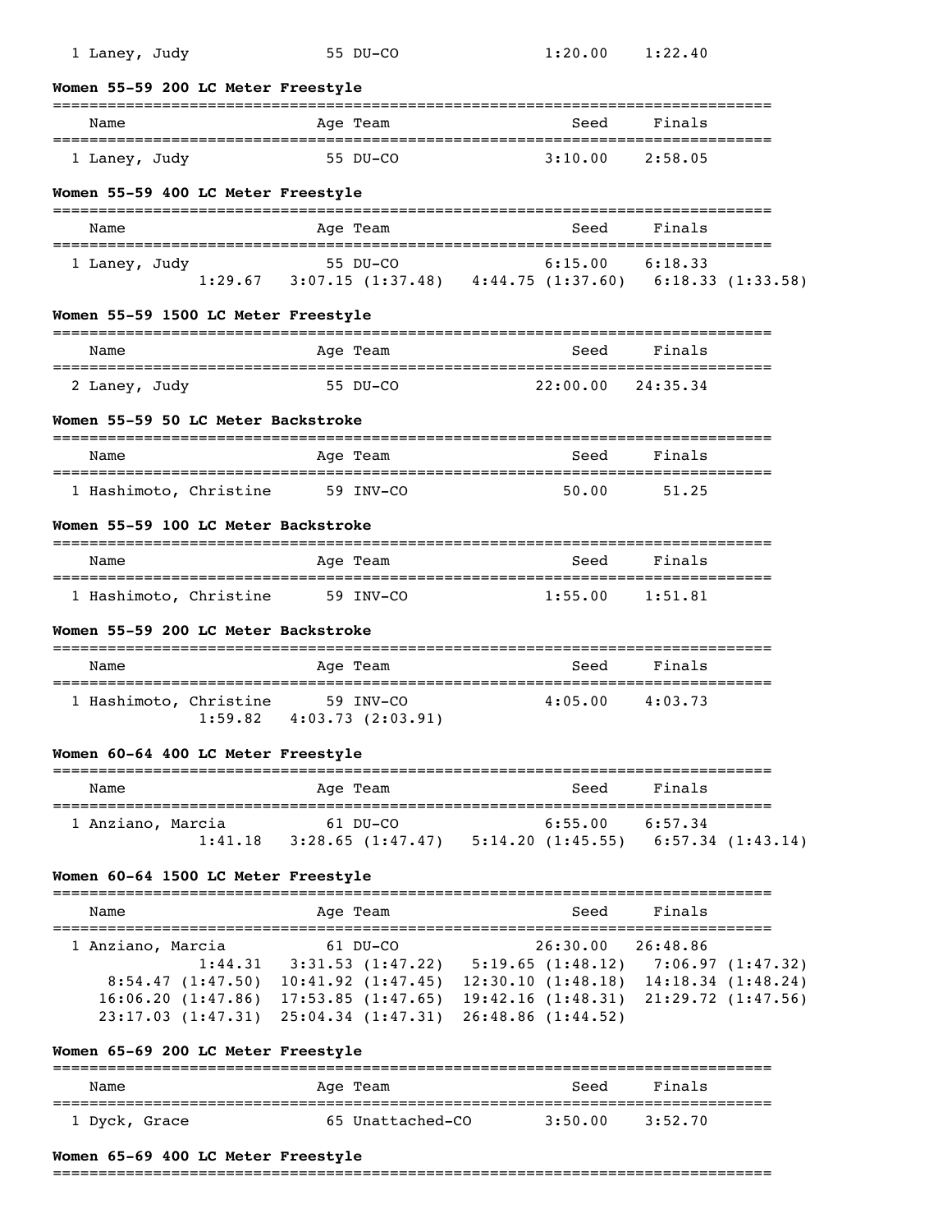1 Laney, Judy 55 DU-CO 1:20.00 1:22.40

**Women 55-59 200 LC Meter Freestyle**

| Name | Age | Team | Seed | Finals |
|---|---|---|---|---|
| 1 Laney, Judy | 55 | DU-CO | 3:10.00 | 2:58.05 |

**Women 55-59 400 LC Meter Freestyle**

| Name | Age | Team | Seed | Finals |
|---|---|---|---|---|
| 1 Laney, Judy | 55 | DU-CO | 6:15.00 | 6:18.33 |

1:29.67 3:07.15 (1:37.48) 4:44.75 (1:37.60) 6:18.33 (1:33.58)

**Women 55-59 1500 LC Meter Freestyle**

| Name | Age | Team | Seed | Finals |
|---|---|---|---|---|
| 2 Laney, Judy | 55 | DU-CO | 22:00.00 | 24:35.34 |

**Women 55-59 50 LC Meter Backstroke**

| Name | Age | Team | Seed | Finals |
|---|---|---|---|---|
| 1 Hashimoto, Christine | 59 | INV-CO | 50.00 | 51.25 |

**Women 55-59 100 LC Meter Backstroke**

| Name | Age | Team | Seed | Finals |
|---|---|---|---|---|
| 1 Hashimoto, Christine | 59 | INV-CO | 1:55.00 | 1:51.81 |

**Women 55-59 200 LC Meter Backstroke**

| Name | Age | Team | Seed | Finals |
|---|---|---|---|---|
| 1 Hashimoto, Christine | 59 | INV-CO | 4:05.00 | 4:03.73 |

1:59.82 4:03.73 (2:03.91)

**Women 60-64 400 LC Meter Freestyle**

| Name | Age | Team | Seed | Finals |
|---|---|---|---|---|
| 1 Anziano, Marcia | 61 | DU-CO | 6:55.00 | 6:57.34 |

1:41.18 3:28.65 (1:47.47) 5:14.20 (1:45.55) 6:57.34 (1:43.14)

**Women 60-64 1500 LC Meter Freestyle**

| Name | Age | Team | Seed | Finals |
|---|---|---|---|---|
| 1 Anziano, Marcia | 61 | DU-CO | 26:30.00 | 26:48.86 |

1:44.31 3:31.53 (1:47.22) 5:19.65 (1:48.12) 7:06.97 (1:47.32)
8:54.47 (1:47.50) 10:41.92 (1:47.45) 12:30.10 (1:48.18) 14:18.34 (1:48.24)
16:06.20 (1:47.86) 17:53.85 (1:47.65) 19:42.16 (1:48.31) 21:29.72 (1:47.56)
23:17.03 (1:47.31) 25:04.34 (1:47.31) 26:48.86 (1:44.52)

**Women 65-69 200 LC Meter Freestyle**

| Name | Age | Team | Seed | Finals |
|---|---|---|---|---|
| 1 Dyck, Grace | 65 | Unattached-CO | 3:50.00 | 3:52.70 |

**Women 65-69 400 LC Meter Freestyle**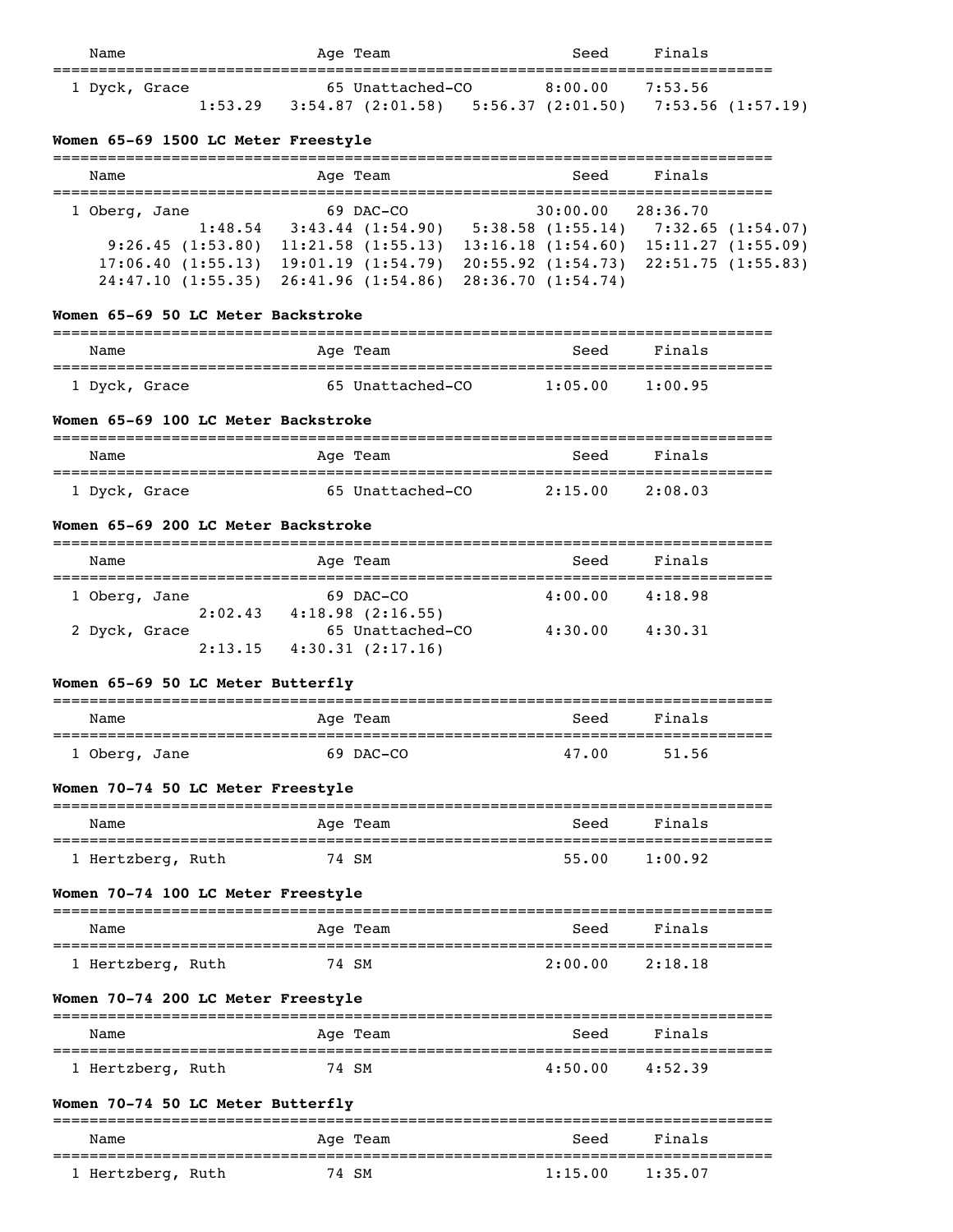| Name | Age | Team | Seed | Finals |
|---|---|---|---|---|
| 1 Dyck, Grace | 65 | Unattached-CO | 8:00.00 | 7:53.56 |
| 1:53.29 | 3:54.87 (2:01.58) | 5:56.37 (2:01.50) | 7:53.56 (1:57.19) | |

### Women 65-69 1500 LC Meter Freestyle

| Name | Age | Team | Seed | Finals |
|---|---|---|---|---|
| 1 Oberg, Jane | 69 | DAC-CO | 30:00.00 | 28:36.70 |
| 1:48.54 | 3:43.44 (1:54.90) | 5:38.58 (1:55.14) | 7:32.65 (1:54.07) | |
| 9:26.45 (1:53.80) | 11:21.58 (1:55.13) | 13:16.18 (1:54.60) | 15:11.27 (1:55.09) | |
| 17:06.40 (1:55.13) | 19:01.19 (1:54.79) | 20:55.92 (1:54.73) | 22:51.75 (1:55.83) | |
| 24:47.10 (1:55.35) | 26:41.96 (1:54.86) | 28:36.70 (1:54.74) | | |

### Women 65-69 50 LC Meter Backstroke

| Name | Age | Team | Seed | Finals |
|---|---|---|---|---|
| 1 Dyck, Grace | 65 | Unattached-CO | 1:05.00 | 1:00.95 |

### Women 65-69 100 LC Meter Backstroke

| Name | Age | Team | Seed | Finals |
|---|---|---|---|---|
| 1 Dyck, Grace | 65 | Unattached-CO | 2:15.00 | 2:08.03 |

### Women 65-69 200 LC Meter Backstroke

| Name | Age | Team | Seed | Finals |
|---|---|---|---|---|
| 1 Oberg, Jane | 69 | DAC-CO | 4:00.00 | 4:18.98 |
| 2:02.43 | 4:18.98 (2:16.55) | | | |
| 2 Dyck, Grace | 65 | Unattached-CO | 4:30.00 | 4:30.31 |
| 2:13.15 | 4:30.31 (2:17.16) | | | |

### Women 65-69 50 LC Meter Butterfly

| Name | Age | Team | Seed | Finals |
|---|---|---|---|---|
| 1 Oberg, Jane | 69 | DAC-CO | 47.00 | 51.56 |

### Women 70-74 50 LC Meter Freestyle

| Name | Age | Team | Seed | Finals |
|---|---|---|---|---|
| 1 Hertzberg, Ruth | 74 | SM | 55.00 | 1:00.92 |

### Women 70-74 100 LC Meter Freestyle

| Name | Age | Team | Seed | Finals |
|---|---|---|---|---|
| 1 Hertzberg, Ruth | 74 | SM | 2:00.00 | 2:18.18 |

### Women 70-74 200 LC Meter Freestyle

| Name | Age | Team | Seed | Finals |
|---|---|---|---|---|
| 1 Hertzberg, Ruth | 74 | SM | 4:50.00 | 4:52.39 |

### Women 70-74 50 LC Meter Butterfly

| Name | Age | Team | Seed | Finals |
|---|---|---|---|---|
| 1 Hertzberg, Ruth | 74 | SM | 1:15.00 | 1:35.07 |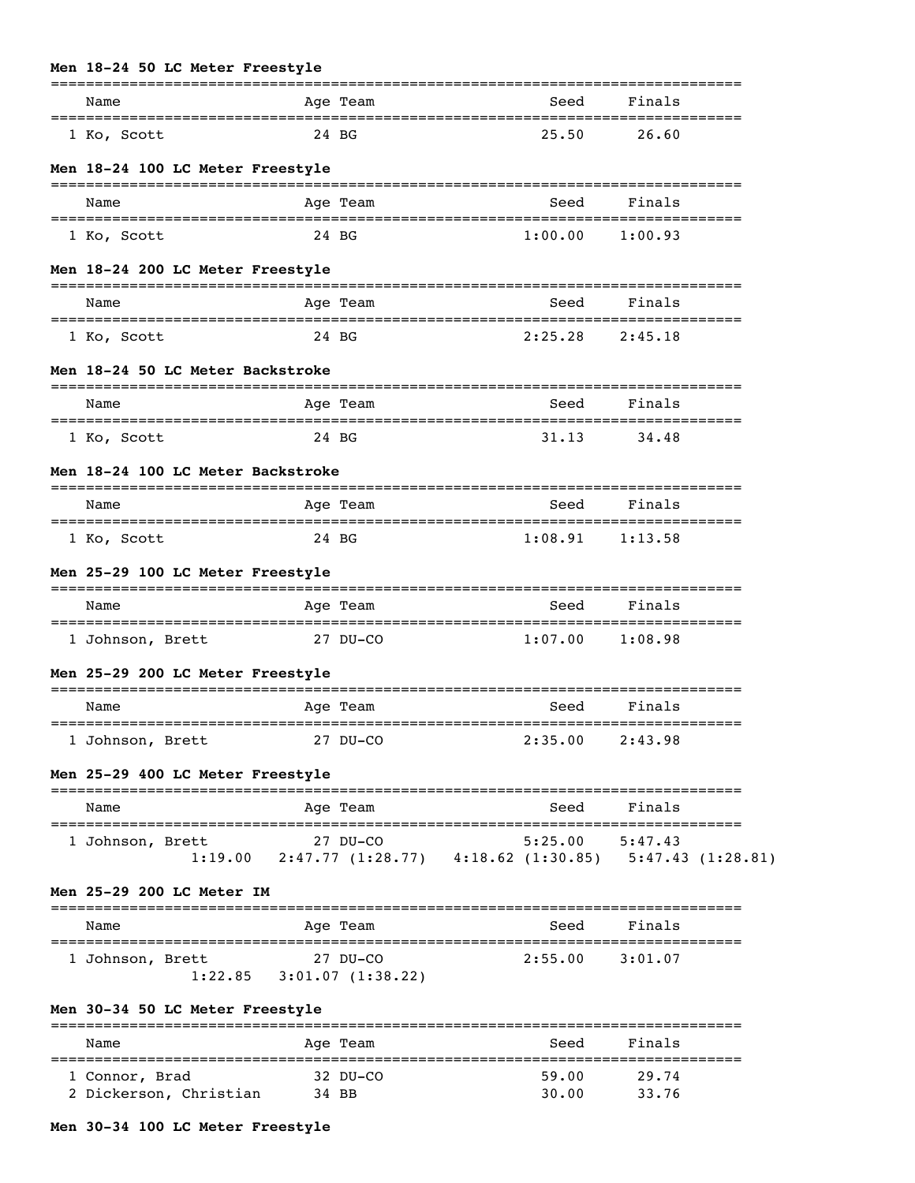**Men 18-24 50 LC Meter Freestyle**

| Name | Age | Team | Seed | Finals |
|---|---|---|---|---|
| 1 Ko, Scott | 24 | BG | 25.50 | 26.60 |

**Men 18-24 100 LC Meter Freestyle**

| Name | Age | Team | Seed | Finals |
|---|---|---|---|---|
| 1 Ko, Scott | 24 | BG | 1:00.00 | 1:00.93 |

**Men 18-24 200 LC Meter Freestyle**

| Name | Age | Team | Seed | Finals |
|---|---|---|---|---|
| 1 Ko, Scott | 24 | BG | 2:25.28 | 2:45.18 |

**Men 18-24 50 LC Meter Backstroke**

| Name | Age | Team | Seed | Finals |
|---|---|---|---|---|
| 1 Ko, Scott | 24 | BG | 31.13 | 34.48 |

**Men 18-24 100 LC Meter Backstroke**

| Name | Age | Team | Seed | Finals |
|---|---|---|---|---|
| 1 Ko, Scott | 24 | BG | 1:08.91 | 1:13.58 |

**Men 25-29 100 LC Meter Freestyle**

| Name | Age | Team | Seed | Finals |
|---|---|---|---|---|
| 1 Johnson, Brett | 27 | DU-CO | 1:07.00 | 1:08.98 |

**Men 25-29 200 LC Meter Freestyle**

| Name | Age | Team | Seed | Finals |
|---|---|---|---|---|
| 1 Johnson, Brett | 27 | DU-CO | 2:35.00 | 2:43.98 |

**Men 25-29 400 LC Meter Freestyle**

| Name | Age | Team | Seed | Finals |
|---|---|---|---|---|
| 1 Johnson, Brett | 27 | DU-CO | 5:25.00 | 5:47.43 |

Splits: 1:19.00 2:47.77 (1:28.77) 4:18.62 (1:30.85) 5:47.43 (1:28.81)

**Men 25-29 200 LC Meter IM**

| Name | Age | Team | Seed | Finals |
|---|---|---|---|---|
| 1 Johnson, Brett | 27 | DU-CO | 2:55.00 | 3:01.07 |

Splits: 1:22.85 3:01.07 (1:38.22)

**Men 30-34 50 LC Meter Freestyle**

| Name | Age | Team | Seed | Finals |
|---|---|---|---|---|
| 1 Connor, Brad | 32 | DU-CO | 59.00 | 29.74 |
| 2 Dickerson, Christian | 34 | BB | 30.00 | 33.76 |

**Men 30-34 100 LC Meter Freestyle**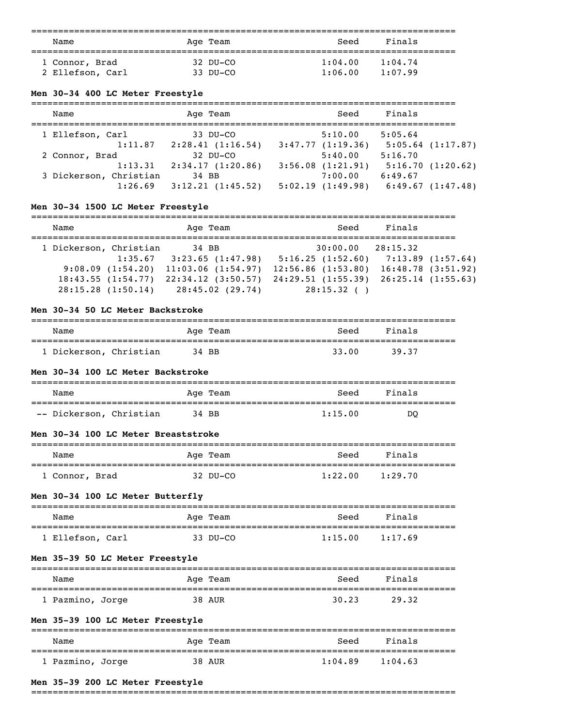| Name | Age | Team | Seed | Finals |
|---|---|---|---|---|
| 1 Connor, Brad | 32 | DU-CO | 1:04.00 | 1:04.74 |
| 2 Ellefson, Carl | 33 | DU-CO | 1:06.00 | 1:07.99 |

**Men 30-34 400 LC Meter Freestyle**

| Name | Age | Team | Seed | Finals |
|---|---|---|---|---|
| 1 Ellefson, Carl | 33 | DU-CO | 5:10.00 | 5:05.64 |
| 1:11.87 | 2:28.41 (1:16.54) | 3:47.77 (1:19.36) | 5:05.64 (1:17.87) | |
| 2 Connor, Brad | 32 | DU-CO | 5:40.00 | 5:16.70 |
| 1:13.31 | 2:34.17 (1:20.86) | 3:56.08 (1:21.91) | 5:16.70 (1:20.62) | |
| 3 Dickerson, Christian | 34 | BB | 7:00.00 | 6:49.67 |
| 1:26.69 | 3:12.21 (1:45.52) | 5:02.19 (1:49.98) | 6:49.67 (1:47.48) | |

**Men 30-34 1500 LC Meter Freestyle**

| Name | Age | Team | Seed | Finals |
|---|---|---|---|---|
| 1 Dickerson, Christian | 34 | BB | 30:00.00 | 28:15.32 |
| 1:35.67 | 3:23.65 (1:47.98) | 5:16.25 (1:52.60) | 7:13.89 (1:57.64) | |
| 9:08.09 (1:54.20) | 11:03.06 (1:54.97) | 12:56.86 (1:53.80) | 16:48.78 (3:51.92) | |
| 18:43.55 (1:54.77) | 22:34.12 (3:50.57) | 24:29.51 (1:55.39) | 26:25.14 (1:55.63) | |
| 28:15.28 (1:50.14) | 28:45.02 (29.74) | 28:15.32 ( ) | | |

**Men 30-34 50 LC Meter Backstroke**

| Name | Age | Team | Seed | Finals |
|---|---|---|---|---|
| 1 Dickerson, Christian | 34 | BB | 33.00 | 39.37 |

**Men 30-34 100 LC Meter Backstroke**

| Name | Age | Team | Seed | Finals |
|---|---|---|---|---|
| -- Dickerson, Christian | 34 | BB | 1:15.00 | DQ |

**Men 30-34 100 LC Meter Breaststroke**

| Name | Age | Team | Seed | Finals |
|---|---|---|---|---|
| 1 Connor, Brad | 32 | DU-CO | 1:22.00 | 1:29.70 |

**Men 30-34 100 LC Meter Butterfly**

| Name | Age | Team | Seed | Finals |
|---|---|---|---|---|
| 1 Ellefson, Carl | 33 | DU-CO | 1:15.00 | 1:17.69 |

**Men 35-39 50 LC Meter Freestyle**

| Name | Age | Team | Seed | Finals |
|---|---|---|---|---|
| 1 Pazmino, Jorge | 38 | AUR | 30.23 | 29.32 |

**Men 35-39 100 LC Meter Freestyle**

| Name | Age | Team | Seed | Finals |
|---|---|---|---|---|
| 1 Pazmino, Jorge | 38 | AUR | 1:04.89 | 1:04.63 |

**Men 35-39 200 LC Meter Freestyle**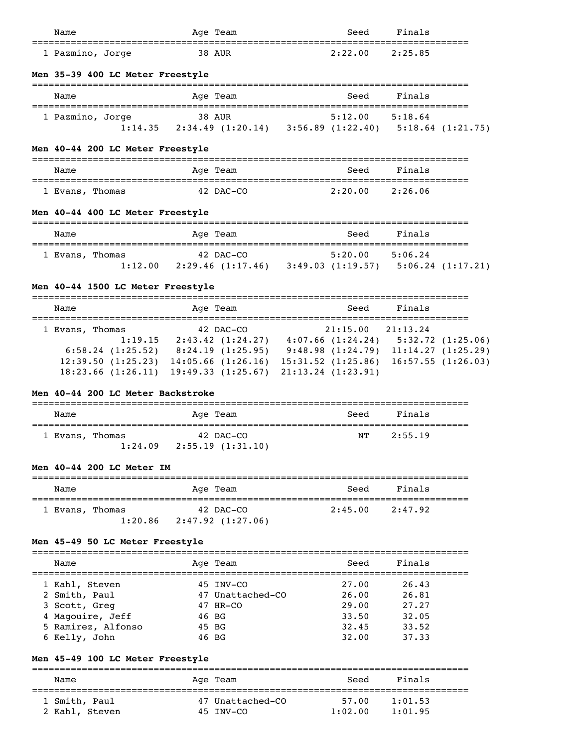| Name | Age | Team | Seed | Finals |
|---|---|---|---|---|
| 1 Pazmino, Jorge | 38 | AUR | 2:22.00 | 2:25.85 |

### Men 35-39 400 LC Meter Freestyle

| Name | Age | Team | Seed | Finals |
|---|---|---|---|---|
| 1 Pazmino, Jorge | 38 | AUR | 5:12.00 | 5:18.64 |

Splits: 1:14.35 | 2:34.49 (1:20.14) | 3:56.89 (1:22.40) | 5:18.64 (1:21.75)

### Men 40-44 200 LC Meter Freestyle

| Name | Age | Team | Seed | Finals |
|---|---|---|---|---|
| 1 Evans, Thomas | 42 | DAC-CO | 2:20.00 | 2:26.06 |

### Men 40-44 400 LC Meter Freestyle

| Name | Age | Team | Seed | Finals |
|---|---|---|---|---|
| 1 Evans, Thomas | 42 | DAC-CO | 5:20.00 | 5:06.24 |

Splits: 1:12.00 | 2:29.46 (1:17.46) | 3:49.03 (1:19.57) | 5:06.24 (1:17.21)

### Men 40-44 1500 LC Meter Freestyle

| Name | Age | Team | Seed | Finals |
|---|---|---|---|---|
| 1 Evans, Thomas | 42 | DAC-CO | 21:15.00 | 21:13.24 |

Splits:
1:19.15 | 2:43.42 (1:24.27) | 4:07.66 (1:24.24) | 5:32.72 (1:25.06)
6:58.24 (1:25.52) | 8:24.19 (1:25.95) | 9:48.98 (1:24.79) | 11:14.27 (1:25.29)
12:39.50 (1:25.23) | 14:05.66 (1:26.16) | 15:31.52 (1:25.86) | 16:57.55 (1:26.03)
18:23.66 (1:26.11) | 19:49.33 (1:25.67) | 21:13.24 (1:23.91)

### Men 40-44 200 LC Meter Backstroke

| Name | Age | Team | Seed | Finals |
|---|---|---|---|---|
| 1 Evans, Thomas | 42 | DAC-CO | NT | 2:55.19 |

Splits: 1:24.09 | 2:55.19 (1:31.10)

### Men 40-44 200 LC Meter IM

| Name | Age | Team | Seed | Finals |
|---|---|---|---|---|
| 1 Evans, Thomas | 42 | DAC-CO | 2:45.00 | 2:47.92 |

Splits: 1:20.86 | 2:47.92 (1:27.06)

### Men 45-49 50 LC Meter Freestyle

| Name | Age | Team | Seed | Finals |
|---|---|---|---|---|
| 1 Kahl, Steven | 45 | INV-CO | 27.00 | 26.43 |
| 2 Smith, Paul | 47 | Unattached-CO | 26.00 | 26.81 |
| 3 Scott, Greg | 47 | HR-CO | 29.00 | 27.27 |
| 4 Magouire, Jeff | 46 | BG | 33.50 | 32.05 |
| 5 Ramirez, Alfonso | 45 | BG | 32.45 | 33.52 |
| 6 Kelly, John | 46 | BG | 32.00 | 37.33 |

### Men 45-49 100 LC Meter Freestyle

| Name | Age | Team | Seed | Finals |
|---|---|---|---|---|
| 1 Smith, Paul | 47 | Unattached-CO | 57.00 | 1:01.53 |
| 2 Kahl, Steven | 45 | INV-CO | 1:02.00 | 1:01.95 |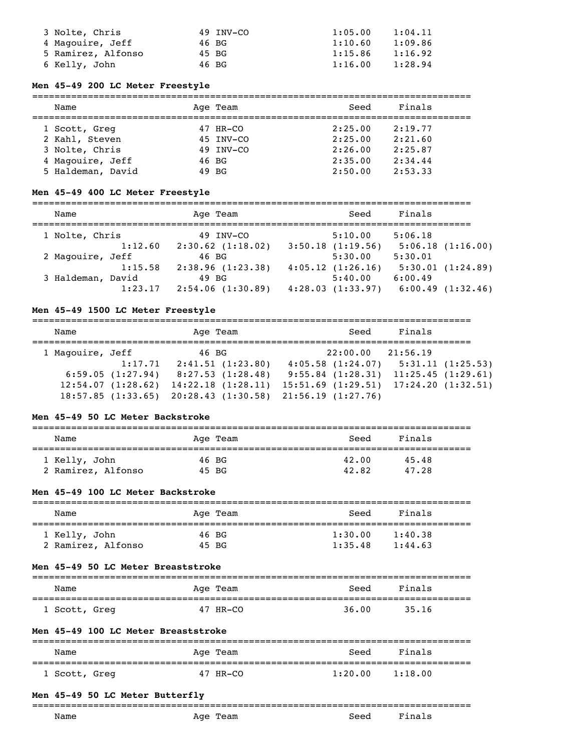| Place | Name | Age | Team | Seed | Finals |
|---|---|---|---|---|---|
| 3 | Nolte, Chris | 49 | INV-CO | 1:05.00 | 1:04.11 |
| 4 | Magouire, Jeff | 46 | BG | 1:10.60 | 1:09.86 |
| 5 | Ramirez, Alfonso | 45 | BG | 1:15.86 | 1:16.92 |
| 6 | Kelly, John | 46 | BG | 1:16.00 | 1:28.94 |

### Men 45-49 200 LC Meter Freestyle

| Place | Name | Age | Team | Seed | Finals |
|---|---|---|---|---|---|
| 1 | Scott, Greg | 47 | HR-CO | 2:25.00 | 2:19.77 |
| 2 | Kahl, Steven | 45 | INV-CO | 2:25.00 | 2:21.60 |
| 3 | Nolte, Chris | 49 | INV-CO | 2:26.00 | 2:25.87 |
| 4 | Magouire, Jeff | 46 | BG | 2:35.00 | 2:34.44 |
| 5 | Haldeman, David | 49 | BG | 2:50.00 | 2:53.33 |

### Men 45-49 400 LC Meter Freestyle

| Place | Name | Age | Team | Seed | Finals |
|---|---|---|---|---|---|
| 1 | Nolte, Chris | 49 | INV-CO | 5:10.00 | 5:06.18 |
| | Splits: 1:12.60, 2:30.62 (1:18.02), 3:50.18 (1:19.56), 5:06.18 (1:16.00) | | | | |
| 2 | Magouire, Jeff | 46 | BG | 5:30.00 | 5:30.01 |
| | Splits: 1:15.58, 2:38.96 (1:23.38), 4:05.12 (1:26.16), 5:30.01 (1:24.89) | | | | |
| 3 | Haldeman, David | 49 | BG | 5:40.00 | 6:00.49 |
| | Splits: 1:23.17, 2:54.06 (1:30.89), 4:28.03 (1:33.97), 6:00.49 (1:32.46) | | | | |

### Men 45-49 1500 LC Meter Freestyle

| Place | Name | Age | Team | Seed | Finals |
|---|---|---|---|---|---|
| 1 | Magouire, Jeff | 46 | BG | 22:00.00 | 21:56.19 |
| | Splits: 1:17.71, 2:41.51 (1:23.80), 4:05.58 (1:24.07), 5:31.11 (1:25.53), 6:59.05 (1:27.94), 8:27.53 (1:28.48), 9:55.84 (1:28.31), 11:25.45 (1:29.61), 12:54.07 (1:28.62), 14:22.18 (1:28.11), 15:51.69 (1:29.51), 17:24.20 (1:32.51), 18:57.85 (1:33.65), 20:28.43 (1:30.58), 21:56.19 (1:27.76) | | | | |

### Men 45-49 50 LC Meter Backstroke

| Place | Name | Age | Team | Seed | Finals |
|---|---|---|---|---|---|
| 1 | Kelly, John | 46 | BG | 42.00 | 45.48 |
| 2 | Ramirez, Alfonso | 45 | BG | 42.82 | 47.28 |

### Men 45-49 100 LC Meter Backstroke

| Place | Name | Age | Team | Seed | Finals |
|---|---|---|---|---|---|
| 1 | Kelly, John | 46 | BG | 1:30.00 | 1:40.38 |
| 2 | Ramirez, Alfonso | 45 | BG | 1:35.48 | 1:44.63 |

### Men 45-49 50 LC Meter Breaststroke

| Place | Name | Age | Team | Seed | Finals |
|---|---|---|---|---|---|
| 1 | Scott, Greg | 47 | HR-CO | 36.00 | 35.16 |

### Men 45-49 100 LC Meter Breaststroke

| Place | Name | Age | Team | Seed | Finals |
|---|---|---|---|---|---|
| 1 | Scott, Greg | 47 | HR-CO | 1:20.00 | 1:18.00 |

### Men 45-49 50 LC Meter Butterfly

| Place | Name | Age | Team | Seed | Finals |
|---|---|---|---|---|---|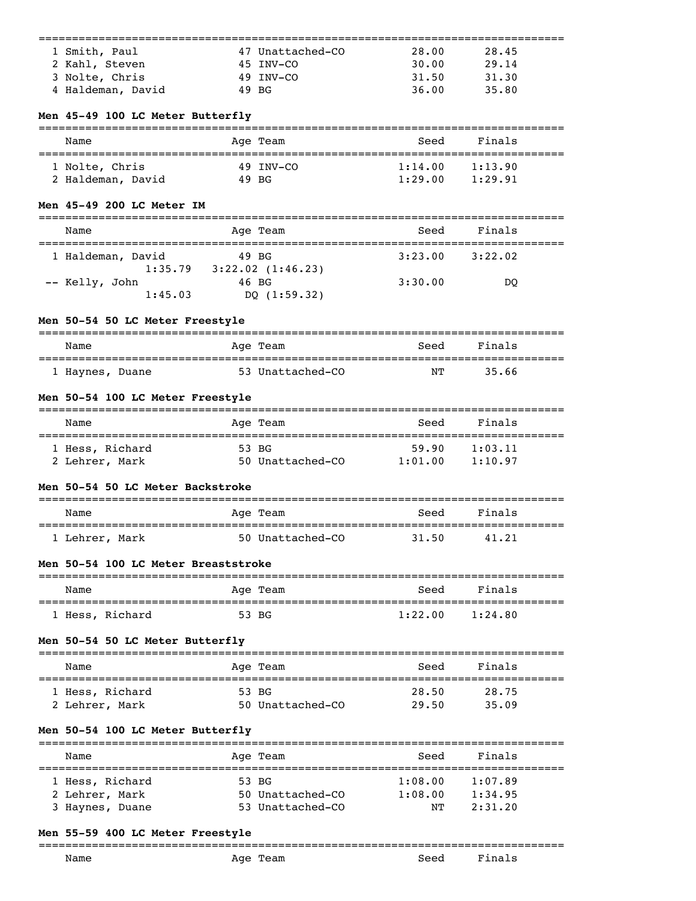| | Name | Age | Team | Seed | Finals |
|---|---|---|---|---|---|
| 1 | Smith, Paul | 47 | Unattached-CO | 28.00 | 28.45 |
| 2 | Kahl, Steven | 45 | INV-CO | 30.00 | 29.14 |
| 3 | Nolte, Chris | 49 | INV-CO | 31.50 | 31.30 |
| 4 | Haldeman, David | 49 | BG | 36.00 | 35.80 |

### Men 45-49 100 LC Meter Butterfly

| | Name | Age | Team | Seed | Finals |
|---|---|---|---|---|---|
| 1 | Nolte, Chris | 49 | INV-CO | 1:14.00 | 1:13.90 |
| 2 | Haldeman, David | 49 | BG | 1:29.00 | 1:29.91 |

### Men 45-49 200 LC Meter IM

| | Name | Age | Team | Seed | Finals |
|---|---|---|---|---|---|
| 1 | Haldeman, David | 49 | BG | 3:23.00 | 3:22.02 |
| | 1:35.79 | 3:22.02 (1:46.23) | | | |
| -- | Kelly, John | 46 | BG | 3:30.00 | DQ |
| | 1:45.03 | DQ (1:59.32) | | | |

### Men 50-54 50 LC Meter Freestyle

| | Name | Age | Team | Seed | Finals |
|---|---|---|---|---|---|
| 1 | Haynes, Duane | 53 | Unattached-CO | NT | 35.66 |

### Men 50-54 100 LC Meter Freestyle

| | Name | Age | Team | Seed | Finals |
|---|---|---|---|---|---|
| 1 | Hess, Richard | 53 | BG | 59.90 | 1:03.11 |
| 2 | Lehrer, Mark | 50 | Unattached-CO | 1:01.00 | 1:10.97 |

### Men 50-54 50 LC Meter Backstroke

| | Name | Age | Team | Seed | Finals |
|---|---|---|---|---|---|
| 1 | Lehrer, Mark | 50 | Unattached-CO | 31.50 | 41.21 |

### Men 50-54 100 LC Meter Breaststroke

| | Name | Age | Team | Seed | Finals |
|---|---|---|---|---|---|
| 1 | Hess, Richard | 53 | BG | 1:22.00 | 1:24.80 |

### Men 50-54 50 LC Meter Butterfly

| | Name | Age | Team | Seed | Finals |
|---|---|---|---|---|---|
| 1 | Hess, Richard | 53 | BG | 28.50 | 28.75 |
| 2 | Lehrer, Mark | 50 | Unattached-CO | 29.50 | 35.09 |

### Men 50-54 100 LC Meter Butterfly

| | Name | Age | Team | Seed | Finals |
|---|---|---|---|---|---|
| 1 | Hess, Richard | 53 | BG | 1:08.00 | 1:07.89 |
| 2 | Lehrer, Mark | 50 | Unattached-CO | 1:08.00 | 1:34.95 |
| 3 | Haynes, Duane | 53 | Unattached-CO | NT | 2:31.20 |

### Men 55-59 400 LC Meter Freestyle

| | Name | Age | Team | Seed | Finals |
|---|---|---|---|---|---|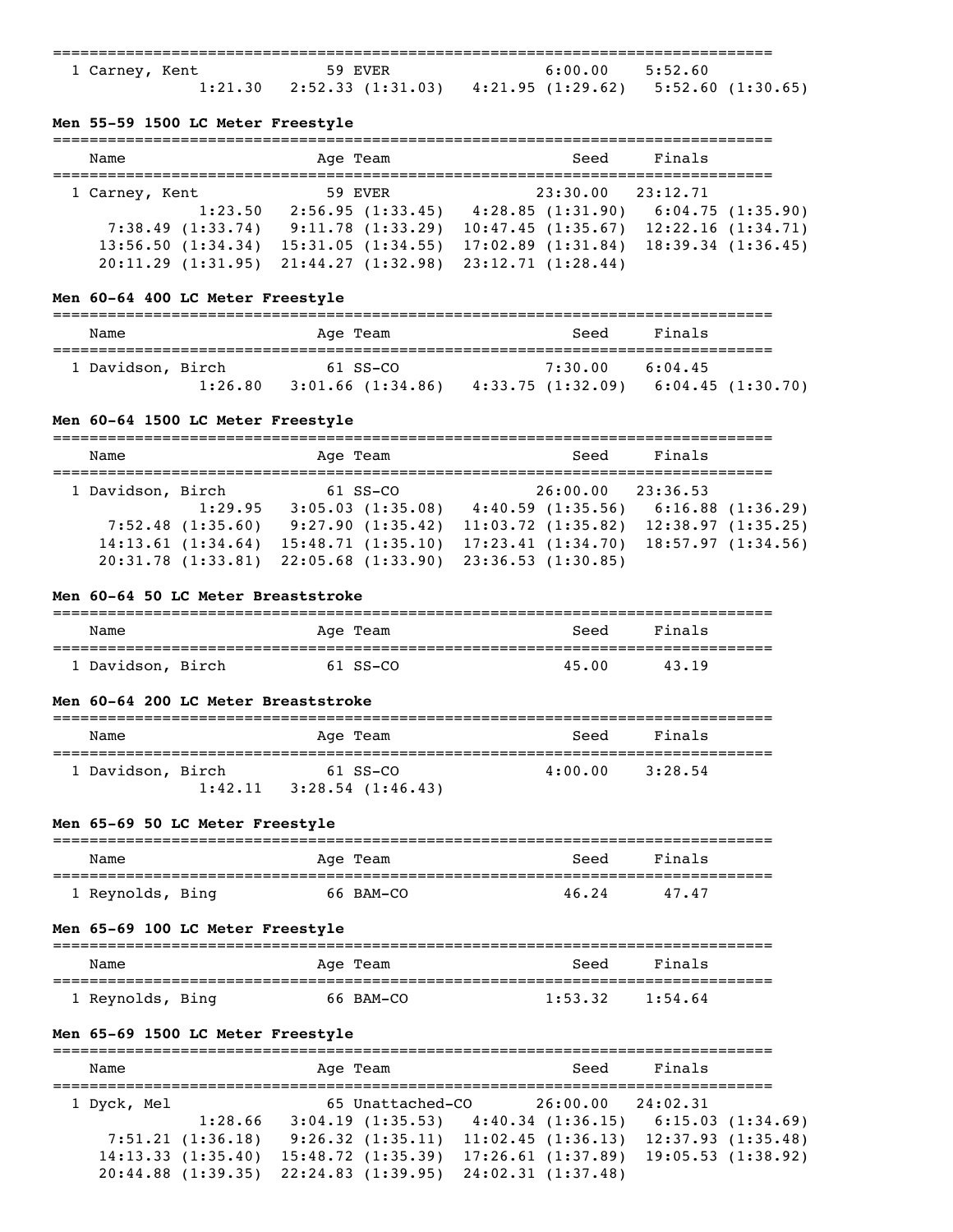| Name | Age | Team | Seed | Finals |
|---|---|---|---|---|
| 1 Carney, Kent | 59 | EVER | 6:00.00 | 5:52.60 |

1:21.30   2:52.33 (1:31.03)   4:21.95 (1:29.62)   5:52.60 (1:30.65)

### Men 55-59 1500 LC Meter Freestyle

| Name | Age | Team | Seed | Finals |
|---|---|---|---|---|
| 1 Carney, Kent | 59 | EVER | 23:30.00 | 23:12.71 |

1:23.50   2:56.95 (1:33.45)   4:28.85 (1:31.90)   6:04.75 (1:35.90)
7:38.49 (1:33.74)   9:11.78 (1:33.29)   10:47.45 (1:35.67)   12:22.16 (1:34.71)
13:56.50 (1:34.34)   15:31.05 (1:34.55)   17:02.89 (1:31.84)   18:39.34 (1:36.45)
20:11.29 (1:31.95)   21:44.27 (1:32.98)   23:12.71 (1:28.44)

### Men 60-64 400 LC Meter Freestyle

| Name | Age | Team | Seed | Finals |
|---|---|---|---|---|
| 1 Davidson, Birch | 61 | SS-CO | 7:30.00 | 6:04.45 |

1:26.80   3:01.66 (1:34.86)   4:33.75 (1:32.09)   6:04.45 (1:30.70)

### Men 60-64 1500 LC Meter Freestyle

| Name | Age | Team | Seed | Finals |
|---|---|---|---|---|
| 1 Davidson, Birch | 61 | SS-CO | 26:00.00 | 23:36.53 |

1:29.95   3:05.03 (1:35.08)   4:40.59 (1:35.56)   6:16.88 (1:36.29)
7:52.48 (1:35.60)   9:27.90 (1:35.42)   11:03.72 (1:35.82)   12:38.97 (1:35.25)
14:13.61 (1:34.64)   15:48.71 (1:35.10)   17:23.41 (1:34.70)   18:57.97 (1:34.56)
20:31.78 (1:33.81)   22:05.68 (1:33.90)   23:36.53 (1:30.85)

### Men 60-64 50 LC Meter Breaststroke

| Name | Age | Team | Seed | Finals |
|---|---|---|---|---|
| 1 Davidson, Birch | 61 | SS-CO | 45.00 | 43.19 |

### Men 60-64 200 LC Meter Breaststroke

| Name | Age | Team | Seed | Finals |
|---|---|---|---|---|
| 1 Davidson, Birch | 61 | SS-CO | 4:00.00 | 3:28.54 |

1:42.11   3:28.54 (1:46.43)

### Men 65-69 50 LC Meter Freestyle

| Name | Age | Team | Seed | Finals |
|---|---|---|---|---|
| 1 Reynolds, Bing | 66 | BAM-CO | 46.24 | 47.47 |

### Men 65-69 100 LC Meter Freestyle

| Name | Age | Team | Seed | Finals |
|---|---|---|---|---|
| 1 Reynolds, Bing | 66 | BAM-CO | 1:53.32 | 1:54.64 |

### Men 65-69 1500 LC Meter Freestyle

| Name | Age | Team | Seed | Finals |
|---|---|---|---|---|
| 1 Dyck, Mel | 65 | Unattached-CO | 26:00.00 | 24:02.31 |

1:28.66   3:04.19 (1:35.53)   4:40.34 (1:36.15)   6:15.03 (1:34.69)
7:51.21 (1:36.18)   9:26.32 (1:35.11)   11:02.45 (1:36.13)   12:37.93 (1:35.48)
14:13.33 (1:35.40)   15:48.72 (1:35.39)   17:26.61 (1:37.89)   19:05.53 (1:38.92)
20:44.88 (1:39.35)   22:24.83 (1:39.95)   24:02.31 (1:37.48)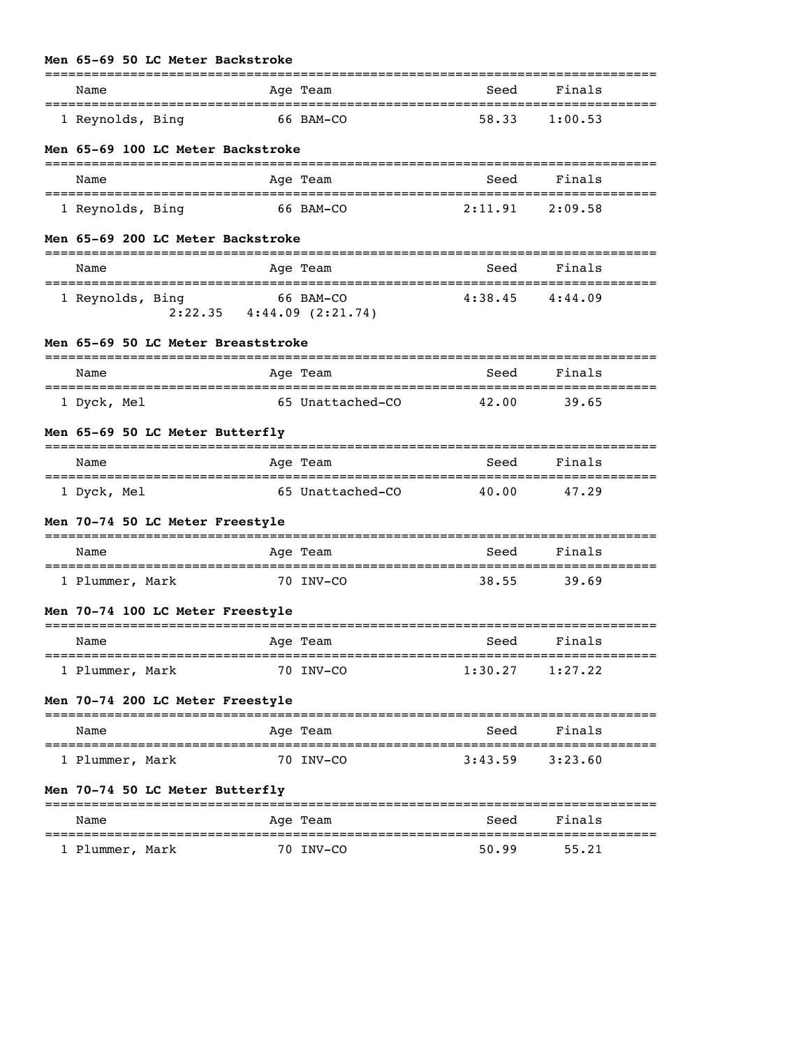### Men 65-69 50 LC Meter Backstroke

| Name | Age | Team | Seed | Finals |
|---|---|---|---|---|
| 1 Reynolds, Bing | 66 | BAM-CO | 58.33 | 1:00.53 |

### Men 65-69 100 LC Meter Backstroke

| Name | Age | Team | Seed | Finals |
|---|---|---|---|---|
| 1 Reynolds, Bing | 66 | BAM-CO | 2:11.91 | 2:09.58 |

### Men 65-69 200 LC Meter Backstroke

| Name | Age | Team | Seed | Finals |
|---|---|---|---|---|
| 1 Reynolds, Bing | 66 | BAM-CO | 4:38.45 | 4:44.09 |
| 2:22.35 | 4:44.09 (2:21.74) | | | |

### Men 65-69 50 LC Meter Breaststroke

| Name | Age | Team | Seed | Finals |
|---|---|---|---|---|
| 1 Dyck, Mel | 65 | Unattached-CO | 42.00 | 39.65 |

### Men 65-69 50 LC Meter Butterfly

| Name | Age | Team | Seed | Finals |
|---|---|---|---|---|
| 1 Dyck, Mel | 65 | Unattached-CO | 40.00 | 47.29 |

### Men 70-74 50 LC Meter Freestyle

| Name | Age | Team | Seed | Finals |
|---|---|---|---|---|
| 1 Plummer, Mark | 70 | INV-CO | 38.55 | 39.69 |

### Men 70-74 100 LC Meter Freestyle

| Name | Age | Team | Seed | Finals |
|---|---|---|---|---|
| 1 Plummer, Mark | 70 | INV-CO | 1:30.27 | 1:27.22 |

### Men 70-74 200 LC Meter Freestyle

| Name | Age | Team | Seed | Finals |
|---|---|---|---|---|
| 1 Plummer, Mark | 70 | INV-CO | 3:43.59 | 3:23.60 |

### Men 70-74 50 LC Meter Butterfly

| Name | Age | Team | Seed | Finals |
|---|---|---|---|---|
| 1 Plummer, Mark | 70 | INV-CO | 50.99 | 55.21 |